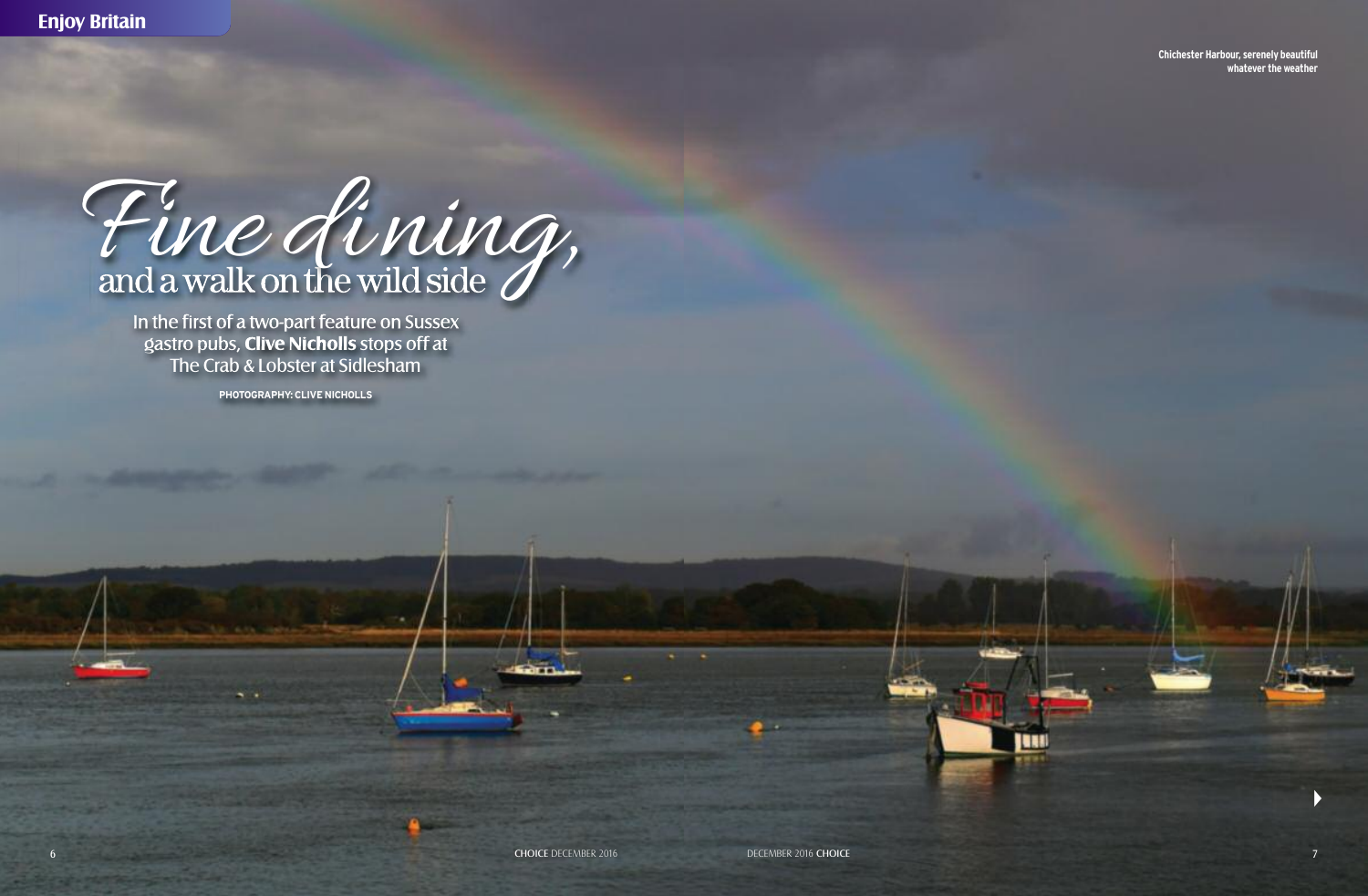# Fine dining, and a walk on the wild side

In the first of a two-part feature on Sussex gastro pubs, **Clive Nicholls** stops off at The Crab & Lobster at Sidlesham

PHOTOGRAPHY: CLIVE NICHOLLS

Chichester Harbour, serenely beautiful whatever the weather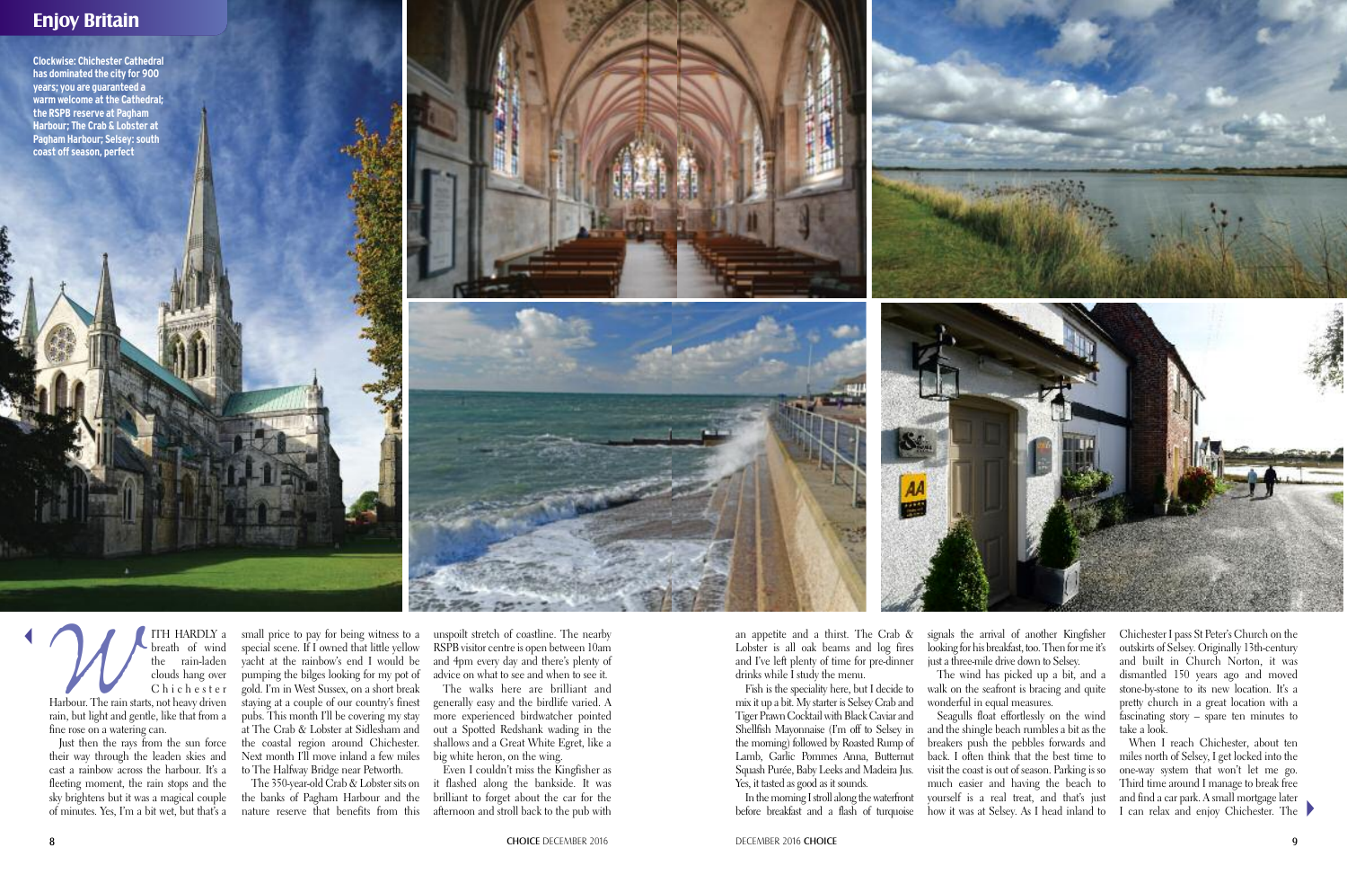## Enjoy Britain

**Clockwise: Chichester Cathedral has dominated the city for 900 years; you are guaranteed a warm welcome at the Cathedral; the RSPB reserve at Pagham Harbour; The Crab & Lobster at Pagham Harbour; Selsey: south coast off season, perfect**

With hardly a breath of wind the rain-laden clouds hang over Chichester Harbour. The rain starts, not heavy driven rain, but light and gentle, like that from a fine rose on a watering can.

Just then the rays from the sun force their way through the leaden skies and cast a rainbow across the harbour. It's a fleeting moment, the rain stops and the sky brightens but it was a magical couple of minutes. Yes, I'm a bit wet, but that's a small price to pay for being witness to a special scene. If I owned that little yellow yacht at the rainbow's end I would be pumping the bilges looking for my pot of gold. I'm in West Sussex, on a short break staying at a couple of our country's finest pubs. This month I'll be covering my stay at The Crab & Lobster at Sidlesham and the coastal region around Chichester. Next month I'll move inland a few miles to The Halfway Bridge near Petworth.

The 350-year-old Crab & Lobster sits on the banks of Pagham Harbour and the nature reserve that benefits from this unspoilt stretch of coastline. The nearby RSPB visitor centre is open between 10am and 4pm every day and there's plenty of advice on what to see and when to see it.

The walks here are brilliant and generally easy and the birdlife varied. A more experienced birdwatcher pointed out a Spotted Redshank wading in the shallows and a Great White Egret, like a big white heron, on the wing.

Even I couldn't miss the Kingfisher as it flashed along the bankside. It was brilliant to forget about the car for the afternoon and stroll back to the pub with an appetite and a thirst. The Crab & Lobster is all oak beams and log fires and I've left plenty of time for pre-dinner drinks while I study the menu.

Fish is the speciality here, but I decide to mix it up a bit. My starter is Selsey Crab and Tiger Prawn Cocktail with Black Caviar and Shellfish Mayonnaise (I'm off to Selsey in the morning) followed by Roasted Rump of Lamb, Garlic Pommes Anna, Butternut Squash Purée, Baby Leeks and Madeira Jus. Yes, it tasted as good as it sounds.

In the morning I stroll along the waterfront before breakfast and a flash of turquoise signals the arrival of another Kingfisher looking for his breakfast, too. Then for me it's just a three-mile drive down to Selsey.

The wind has picked up a bit, and a walk on the seafront is bracing and quite wonderful in equal measures.

Seagulls float effortlessly on the wind and the shingle beach rumbles a bit as the breakers push the pebbles forwards and back. I often think that the best time to visit the coast is out of season. Parking is so much easier and having the beach to yourself is a real treat, and that's just how it was at Selsey. As I head inland to Chichester I pass St Peter's Church on the outskirts of Selsey. Originally 13th-century and built in Church Norton, it was dismantled 150 years ago and moved stone-by-stone to its new location. It's a pretty church in a great location with a fascinating story – spare ten minutes to take a look.

When I reach Chichester, about ten miles north of Selsey, I get locked into the one-way system that won't let me go. Third time around I manage to break free and find a car park. A small mortgage later I can relax and enjoy Chichester. The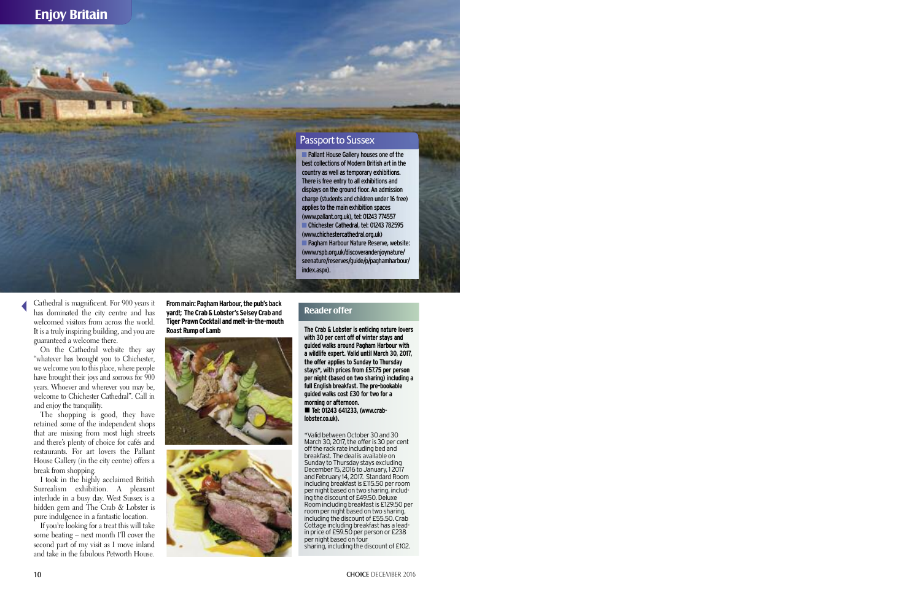## Passport to Sussex

- Pallant House Gallery houses one of the best collections of Modern British art in the country as well as temporary exhibitions. There is free entry to all exhibitions and displays on the ground floor. An admission charge (students and children under 16 free) applies to the main exhibition spaces (www.pallant.org.uk), tel: 01243 774557
- Chichester Cathedral, tel: 01243 782595 (www.chichestercathedral.org.uk)
- Pagham Harbour Nature Reserve, website: (www.rspb.org.uk/discoverandenjoynature/seenature/reserves/guide/p/paghamharbour/index.aspx).

Cathedral is magnificent. For 900 years it has dominated the city centre and has welcomed visitors from across the world. It is a truly inspiring building, and you are guaranteed a welcome there.

On the Cathedral website they say "whatever has brought you to Chichester, we welcome you to this place, where people have brought their joys and sorrows for 900 years. Whoever and wherever you may be, welcome to Chichester Cathedral". Call in and enjoy the tranquility.

The shopping is good, they have retained some of the independent shops that are missing from most high streets and there's plenty of choice for cafés and restaurants. For art lovers the Pallant House Gallery (in the city centre) offers a break from shopping.

I took in the highly acclaimed British Surrealism exhibition. A pleasant interlude in a busy day. West Sussex is a hidden gem and The Crab & Lobster is pure indulgence in a fantastic location.

If you're looking for a treat this will take some beating – next month I'll cover the second part of my visit as I move inland and take in the fabulous Petworth House.

**From main: Pagham Harbour, the pub's back yard!; The Crab & Lobster's Selsey Crab and Tiger Prawn Cocktail and melt-in-the-mouth Roast Rump of Lamb**

## Reader offer

**The Crab & Lobster is enticing nature lovers with 30 per cent off of winter stays and guided walks around Pagham Harbour with a wildlife expert. Valid until March 30, 2017, the offer applies to Sunday to Thursday stays\*, with prices from £57.75 per person per night (based on two sharing) including a full English breakfast. The pre-bookable guided walks cost £30 for two for a morning or afternoon.**

- **Tel: 01243 641233, (www.crab-lobster.co.uk).**

\*Valid between October 30 and 30 March 30, 2017, the offer is 30 per cent off the rack rate including bed and breakfast. The deal is available on Sunday to Thursday stays excluding December 15, 2016 to January, 1 2017 and February 14, 2017. Standard Room including breakfast is £115.50 per room per night based on two sharing, including the discount of £49.50. Deluxe Room including breakfast is £129.50 per room per night based on two sharing, including the discount of £55.50. Crab Cottage including breakfast has a lead-in price of £59.50 per person or £238 per night based on four sharing, including the discount of £102.